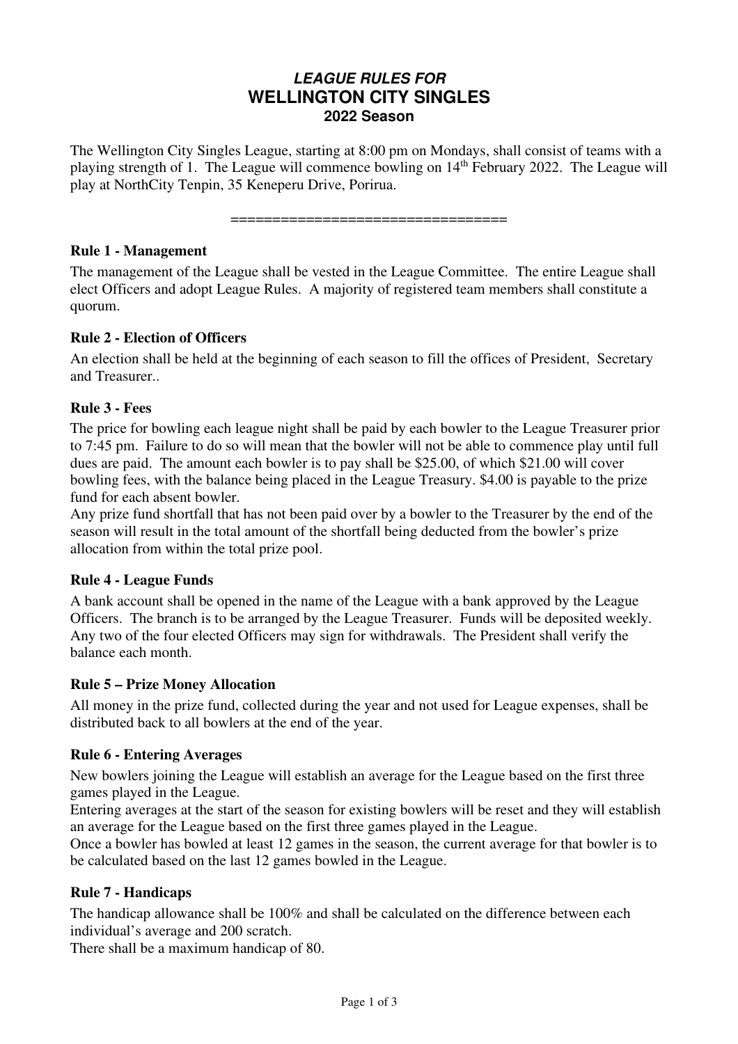# *LEAGUE RULES FOR*
# WELLINGTON CITY SINGLES
## 2022 Season

The Wellington City Singles League, starting at 8:00 pm on Mondays, shall consist of teams with a playing strength of 1. The League will commence bowling on 14th February 2022. The League will play at NorthCity Tenpin, 35 Keneperu Drive, Porirua.

================================

### Rule 1 - Management

The management of the League shall be vested in the League Committee. The entire League shall elect Officers and adopt League Rules. A majority of registered team members shall constitute a quorum.

### Rule 2 - Election of Officers

An election shall be held at the beginning of each season to fill the offices of President, Secretary and Treasurer..

### Rule 3 - Fees

The price for bowling each league night shall be paid by each bowler to the League Treasurer prior to 7:45 pm. Failure to do so will mean that the bowler will not be able to commence play until full dues are paid. The amount each bowler is to pay shall be $25.00, of which $21.00 will cover bowling fees, with the balance being placed in the League Treasury. $4.00 is payable to the prize fund for each absent bowler.

Any prize fund shortfall that has not been paid over by a bowler to the Treasurer by the end of the season will result in the total amount of the shortfall being deducted from the bowler's prize allocation from within the total prize pool.

### Rule 4 - League Funds

A bank account shall be opened in the name of the League with a bank approved by the League Officers. The branch is to be arranged by the League Treasurer. Funds will be deposited weekly. Any two of the four elected Officers may sign for withdrawals. The President shall verify the balance each month.

### Rule 5 – Prize Money Allocation

All money in the prize fund, collected during the year and not used for League expenses, shall be distributed back to all bowlers at the end of the year.

### Rule 6 - Entering Averages

New bowlers joining the League will establish an average for the League based on the first three games played in the League.

Entering averages at the start of the season for existing bowlers will be reset and they will establish an average for the League based on the first three games played in the League.

Once a bowler has bowled at least 12 games in the season, the current average for that bowler is to be calculated based on the last 12 games bowled in the League.

### Rule 7 - Handicaps

The handicap allowance shall be 100% and shall be calculated on the difference between each individual's average and 200 scratch.

There shall be a maximum handicap of 80.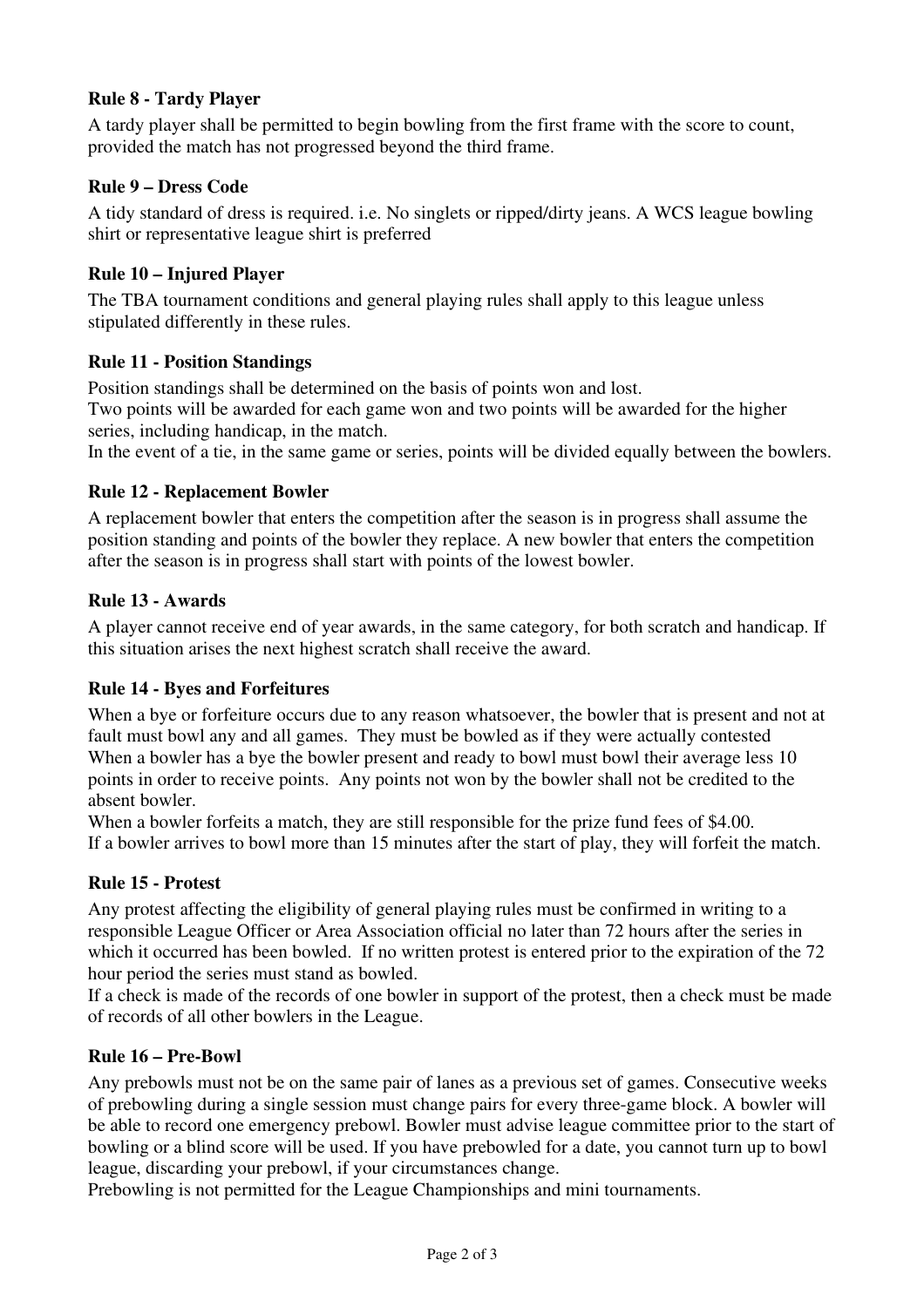### Rule 8 - Tardy Player

A tardy player shall be permitted to begin bowling from the first frame with the score to count, provided the match has not progressed beyond the third frame.

### Rule 9 – Dress Code

A tidy standard of dress is required. i.e. No singlets or ripped/dirty jeans. A WCS league bowling shirt or representative league shirt is preferred

### Rule 10 – Injured Player

The TBA tournament conditions and general playing rules shall apply to this league unless stipulated differently in these rules.

### Rule 11 - Position Standings

Position standings shall be determined on the basis of points won and lost.
Two points will be awarded for each game won and two points will be awarded for the higher series, including handicap, in the match.
In the event of a tie, in the same game or series, points will be divided equally between the bowlers.

### Rule 12 - Replacement Bowler

A replacement bowler that enters the competition after the season is in progress shall assume the position standing and points of the bowler they replace. A new bowler that enters the competition after the season is in progress shall start with points of the lowest bowler.

### Rule 13 - Awards

A player cannot receive end of year awards, in the same category, for both scratch and handicap. If this situation arises the next highest scratch shall receive the award.

### Rule 14 - Byes and Forfeitures

When a bye or forfeiture occurs due to any reason whatsoever, the bowler that is present and not at fault must bowl any and all games. They must be bowled as if they were actually contested
When a bowler has a bye the bowler present and ready to bowl must bowl their average less 10 points in order to receive points. Any points not won by the bowler shall not be credited to the absent bowler.
When a bowler forfeits a match, they are still responsible for the prize fund fees of $4.00.
If a bowler arrives to bowl more than 15 minutes after the start of play, they will forfeit the match.

### Rule 15 - Protest

Any protest affecting the eligibility of general playing rules must be confirmed in writing to a responsible League Officer or Area Association official no later than 72 hours after the series in which it occurred has been bowled. If no written protest is entered prior to the expiration of the 72 hour period the series must stand as bowled.
If a check is made of the records of one bowler in support of the protest, then a check must be made of records of all other bowlers in the League.

### Rule 16 – Pre-Bowl

Any prebowls must not be on the same pair of lanes as a previous set of games. Consecutive weeks of prebowling during a single session must change pairs for every three-game block. A bowler will be able to record one emergency prebowl. Bowler must advise league committee prior to the start of bowling or a blind score will be used. If you have prebowled for a date, you cannot turn up to bowl league, discarding your prebowl, if your circumstances change.
Prebowling is not permitted for the League Championships and mini tournaments.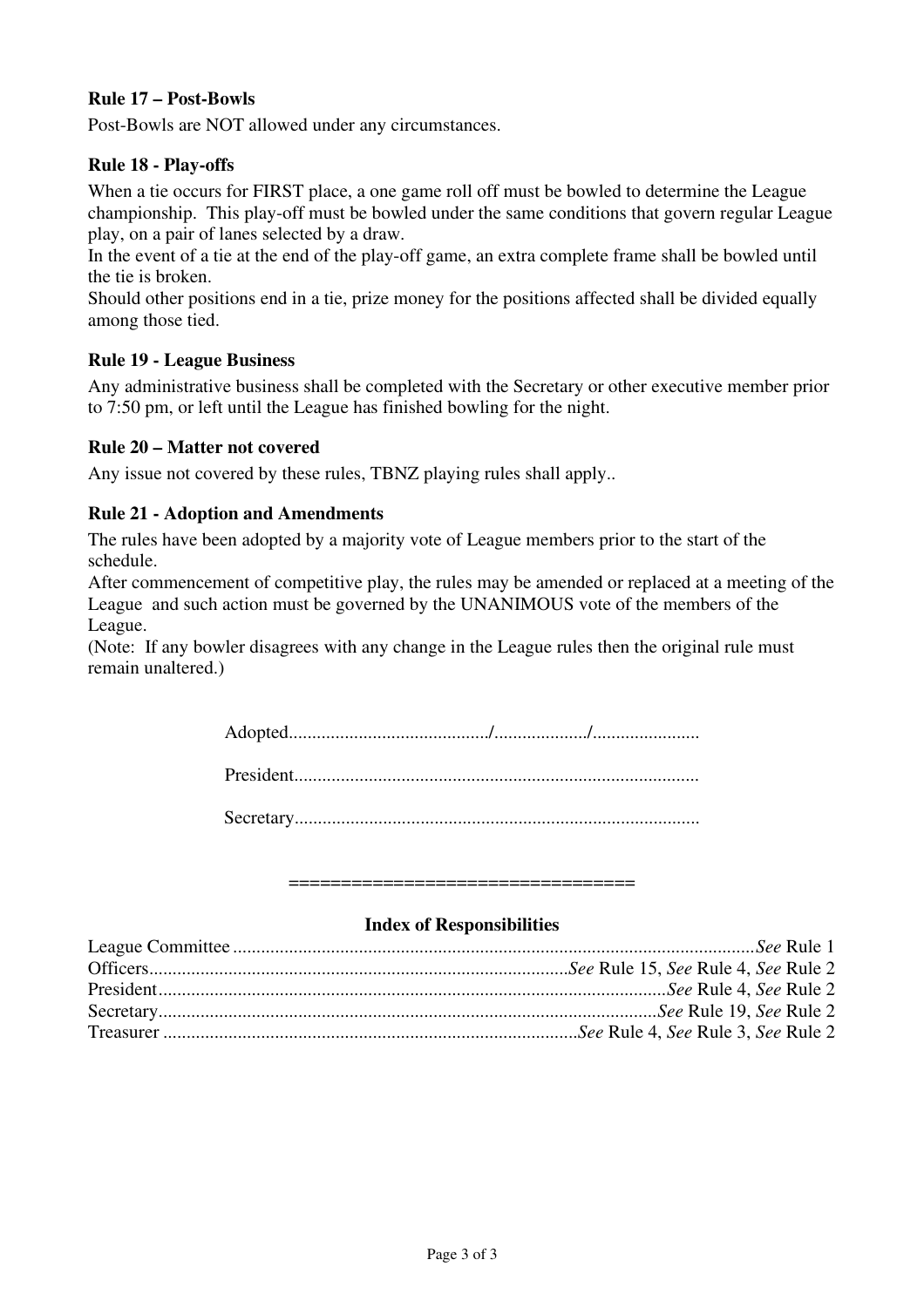**Rule 17 – Post-Bowls**

Post-Bowls are NOT allowed under any circumstances.

**Rule 18 - Play-offs**

When a tie occurs for FIRST place, a one game roll off must be bowled to determine the League championship. This play-off must be bowled under the same conditions that govern regular League play, on a pair of lanes selected by a draw.
In the event of a tie at the end of the play-off game, an extra complete frame shall be bowled until the tie is broken.
Should other positions end in a tie, prize money for the positions affected shall be divided equally among those tied.

**Rule 19 - League Business**

Any administrative business shall be completed with the Secretary or other executive member prior to 7:50 pm, or left until the League has finished bowling for the night.

**Rule 20 – Matter not covered**

Any issue not covered by these rules, TBNZ playing rules shall apply..

**Rule 21 - Adoption and Amendments**

The rules have been adopted by a majority vote of League members prior to the start of the schedule.
After commencement of competitive play, the rules may be amended or replaced at a meeting of the League and such action must be governed by the UNANIMOUS vote of the members of the League.
(Note: If any bowler disagrees with any change in the League rules then the original rule must remain unaltered.)

Adopted........................................../.................../......................

President......................................................................................

Secretary......................................................................................

=================================

**Index of Responsibilities**

League Committee ............................................................................................................*See* Rule 1
Officers........................................................................................*See* Rule 15, *See* Rule 4, *See* Rule 2
President..........................................................................................................*See* Rule 4, *See* Rule 2
Secretary........................................................................................................*See* Rule 19, *See* Rule 2
Treasurer .......................................................................................*See* Rule 4, *See* Rule 3, *See* Rule 2